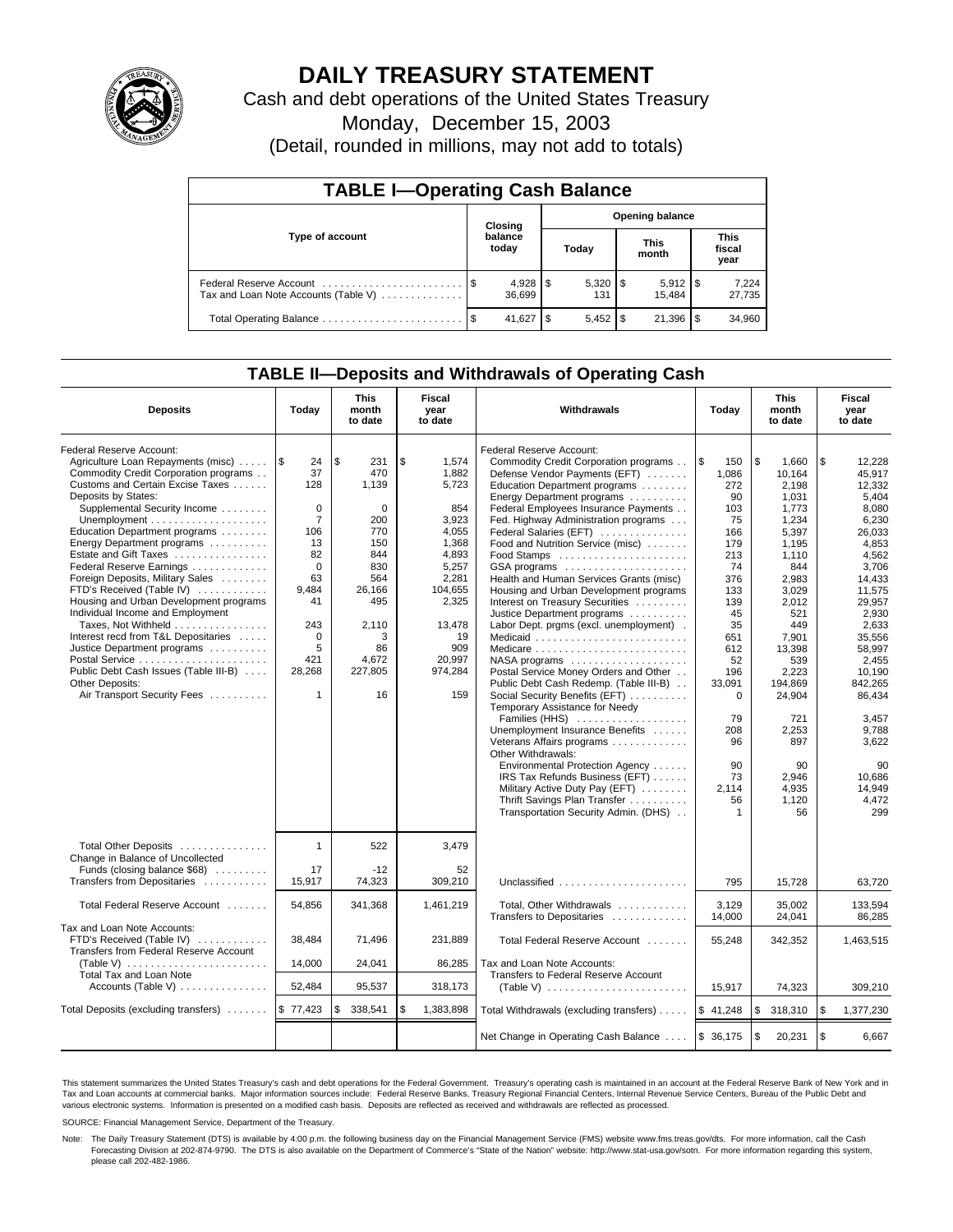# DAILY TREASURY STATEMENT

Cash and debt operations of the United States Treasury

Monday, December 15, 2003

(Detail, rounded in millions, may not add to totals)

## TABLE I—Operating Cash Balance

| Type of account | Closing balance today | Opening balance Today | Opening balance This month | Opening balance This fiscal year |
|---|---|---|---|---|
| Federal Reserve Account | $ 4,928 | $ 5,320 | $ 5,912 | $ 7,224 |
| Tax and Loan Note Accounts (Table V) | 36,699 | 131 | 15,484 | 27,735 |
| Total Operating Balance | $ 41,627 | $ 5,452 | $ 21,396 | $ 34,960 |

## TABLE II—Deposits and Withdrawals of Operating Cash

| Deposits | Today | This month to date | Fiscal year to date | Withdrawals | Today | This month to date | Fiscal year to date |
|---|---|---|---|---|---|---|---|
| Federal Reserve Account: | | | | Federal Reserve Account: | | | |
| Agriculture Loan Repayments (misc) | $ 24 | $ 231 | $ 1,574 | Commodity Credit Corporation programs | $ 150 | $ 1,660 | $ 12,228 |
| Commodity Credit Corporation programs | 37 | 470 | 1,882 | Defense Vendor Payments (EFT) | 1,086 | 10,164 | 45,917 |
| Customs and Certain Excise Taxes | 128 | 1,139 | 5,723 | Education Department programs | 272 | 2,198 | 12,332 |
| Deposits by States: | | | | Energy Department programs | 90 | 1,031 | 5,404 |
| Supplemental Security Income | 0 | 0 | 854 | Federal Employees Insurance Payments | 103 | 1,773 | 8,080 |
| Unemployment | 7 | 200 | 3,923 | Fed. Highway Administration programs | 75 | 1,234 | 6,230 |
| Education Department programs | 106 | 770 | 4,055 | Federal Salaries (EFT) | 166 | 5,397 | 26,033 |
| Energy Department programs | 13 | 150 | 1,368 | Food and Nutrition Service (misc) | 179 | 1,195 | 4,853 |
| Estate and Gift Taxes | 82 | 844 | 4,893 | Food Stamps | 213 | 1,110 | 4,562 |
| Federal Reserve Earnings | 0 | 830 | 5,257 | GSA programs | 74 | 844 | 3,706 |
| Foreign Deposits, Military Sales | 63 | 564 | 2,281 | Health and Human Services Grants (misc) | 376 | 2,983 | 14,433 |
| FTD's Received (Table IV) | 9,484 | 26,166 | 104,655 | Housing and Urban Development programs | 133 | 3,029 | 11,575 |
| Housing and Urban Development programs | 41 | 495 | 2,325 | Interest on Treasury Securities | 139 | 2,012 | 29,957 |
| Individual Income and Employment | | | | Justice Department programs | 45 | 521 | 2,930 |
| Taxes, Not Withheld | 243 | 2,110 | 13,478 | Labor Dept. prgms (excl. unemployment) | 35 | 449 | 2,633 |
| Interest recd from T&L Depositaries | 0 | 3 | 19 | Medicaid | 651 | 7,901 | 35,556 |
| Justice Department programs | 5 | 86 | 909 | Medicare | 612 | 13,398 | 58,997 |
| Postal Service | 421 | 4,672 | 20,997 | NASA programs | 52 | 539 | 2,455 |
| Public Debt Cash Issues (Table III-B) | 28,268 | 227,805 | 974,284 | Postal Service Money Orders and Other | 196 | 2,223 | 10,190 |
| Other Deposits: | | | | Public Debt Cash Redemp. (Table III-B) | 33,091 | 194,869 | 842,265 |
| Air Transport Security Fees | 1 | 16 | 159 | Social Security Benefits (EFT) | 0 | 24,904 | 86,434 |
| | | | | Temporary Assistance for Needy Families (HHS) | 79 | 721 | 3,457 |
| | | | | Unemployment Insurance Benefits | 208 | 2,253 | 9,788 |
| | | | | Veterans Affairs programs | 96 | 897 | 3,622 |
| | | | | Other Withdrawals: | | | |
| | | | | Environmental Protection Agency | 90 | 90 | 90 |
| | | | | IRS Tax Refunds Business (EFT) | 73 | 2,946 | 10,686 |
| | | | | Military Active Duty Pay (EFT) | 2,114 | 4,935 | 14,949 |
| | | | | Thrift Savings Plan Transfer | 56 | 1,120 | 4,472 |
| | | | | Transportation Security Admin. (DHS) | 1 | 56 | 299 |
| Total Other Deposits | 1 | 522 | 3,479 | | | | |
| Change in Balance of Uncollected Funds (closing balance $68) | 17 | -12 | 52 | | | | |
| Transfers from Depositaries | 15,917 | 74,323 | 309,210 | Unclassified | 795 | 15,728 | 63,720 |
| Total Federal Reserve Account | 54,856 | 341,368 | 1,461,219 | Total, Other Withdrawals | 3,129 | 35,002 | 133,594 |
| | | | | Transfers to Depositaries | 14,000 | 24,041 | 86,285 |
| Tax and Loan Note Accounts: | | | | | | | |
| FTD's Received (Table IV) | 38,484 | 71,496 | 231,889 | Total Federal Reserve Account | 55,248 | 342,352 | 1,463,515 |
| Transfers from Federal Reserve Account (Table V) | 14,000 | 24,041 | 86,285 | Tax and Loan Note Accounts: | | | |
| Total Tax and Loan Note Accounts (Table V) | 52,484 | 95,537 | 318,173 | Transfers to Federal Reserve Account (Table V) | 15,917 | 74,323 | 309,210 |
| Total Deposits (excluding transfers) | $ 77,423 | $ 338,541 | $ 1,383,898 | Total Withdrawals (excluding transfers) | $ 41,248 | $ 318,310 | $ 1,377,230 |
| | | | | Net Change in Operating Cash Balance | $ 36,175 | $ 20,231 | $ 6,667 |

This statement summarizes the United States Treasury's cash and debt operations for the Federal Government. Treasury's operating cash is maintained in an account at the Federal Reserve Bank of New York and in Tax and Loan accounts at commercial banks. Major information sources include: Federal Reserve Banks, Treasury Regional Financial Centers, Internal Revenue Service Centers, Bureau of the Public Debt and various electronic systems. Information is presented on a modified cash basis. Deposits are reflected as received and withdrawals are reflected as processed.

SOURCE: Financial Management Service, Department of the Treasury.

Note: The Daily Treasury Statement (DTS) is available by 4:00 p.m. the following business day on the Financial Management Service (FMS) website www.fms.treas.gov/dts. For more information, call the Cash Forecasting Division at 202-874-9790. The DTS is also available on the Department of Commerce's "State of the Nation" website: http://www.stat-usa.gov/sotn. For more information regarding this system, please call 202-482-1986.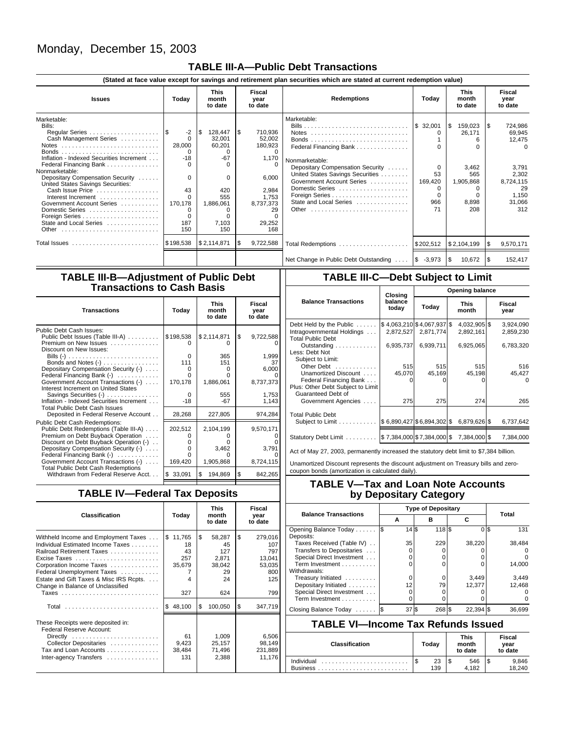# Monday, December 15, 2003

## TABLE III-A—Public Debt Transactions

(Stated at face value except for savings and retirement plan securities which are stated at current redemption value)

| Issues | Today | This month to date | Fiscal year to date |
|---|---|---|---|
| Marketable: | | | |
| Bills: | | | |
| Regular Series | $ -2 | $ 128,447 | $ 710,936 |
| Cash Management Series | 0 | 32,001 | 52,002 |
| Notes | 28,000 | 60,201 | 180,923 |
| Bonds | 0 | 0 | 0 |
| Inflation - Indexed Securities Increment | -18 | -67 | 1,170 |
| Federal Financing Bank | 0 | 0 | 0 |
| Nonmarketable: | | | |
| Depositary Compensation Security | 0 | 0 | 6,000 |
| United States Savings Securities: | | | |
| Cash Issue Price | 43 | 420 | 2,984 |
| Interest Increment | 0 | 555 | 1,753 |
| Government Account Series | 170,178 | 1,886,061 | 8,737,373 |
| Domestic Series | 0 | 0 | 29 |
| Foreign Series | 0 | 0 | 0 |
| State and Local Series | 187 | 7,103 | 29,252 |
| Other | 150 | 150 | 168 |
| Total Issues | $198,538 | $2,114,871 | $ 9,722,588 |

| Redemptions | Today | This month to date | Fiscal year to date |
|---|---|---|---|
| Marketable: | | | |
| Bills | $ 32,001 | $ 159,023 | $ 724,986 |
| Notes | 0 | 26,171 | 69,945 |
| Bonds | 1 | 6 | 12,475 |
| Federal Financing Bank | 0 | 0 | 0 |
| Nonmarketable: | | | |
| Depositary Compensation Security | 0 | 3,462 | 3,791 |
| United States Savings Securities | 53 | 565 | 2,302 |
| Government Account Series | 169,420 | 1,905,868 | 8,724,115 |
| Domestic Series | 0 | 0 | 29 |
| Foreign Series | 0 | 0 | 1,150 |
| State and Local Series | 966 | 8,898 | 31,066 |
| Other | 71 | 208 | 312 |
| Total Redemptions | $202,512 | $2,104,199 | $ 9,570,171 |
| Net Change in Public Debt Outstanding | $ -3,973 | $ 10,672 | $ 152,417 |

## TABLE III-B—Adjustment of Public Debt Transactions to Cash Basis

| Transactions | Today | This month to date | Fiscal year to date |
|---|---|---|---|
| Public Debt Cash Issues: | | | |
| Public Debt Issues (Table III-A) | $198,538 | $2,114,871 | $ 9,722,588 |
| Premium on New Issues | 0 | 0 | 0 |
| Discount on New Issues: | | | |
| Bills (-) | 0 | 365 | 1,999 |
| Bonds and Notes (-) | 111 | 151 | 37 |
| Depositary Compensation Security (-) | 0 | 0 | 6,000 |
| Federal Financing Bank (-) | 0 | 0 | 0 |
| Government Account Transactions (-) | 170,178 | 1,886,061 | 8,737,373 |
| Interest Increment on United States Savings Securities (-) | 0 | 555 | 1,753 |
| Inflation - Indexed Securities Increment | -18 | -67 | 1,143 |
| Total Public Debt Cash Issues Deposited in Federal Reserve Account | 28,268 | 227,805 | 974,284 |
| Public Debt Cash Redemptions: | | | |
| Public Debt Redemptions (Table III-A) | 202,512 | 2,104,199 | 9,570,171 |
| Premium on Debt Buyback Operation | 0 | 0 | 0 |
| Discount on Debt Buyback Operation (-) | 0 | 0 | 0 |
| Depositary Compensation Security (-) | 0 | 3,462 | 3,791 |
| Federal Financing Bank (-) | 0 | 0 | 0 |
| Government Account Transactions (-) | 169,420 | 1,905,868 | 8,724,115 |
| Total Public Debt Cash Redemptions Withdrawn from Federal Reserve Acct. | $ 33,091 | $ 194,869 | $ 842,265 |

## TABLE III-C—Debt Subject to Limit

| Balance Transactions | Closing balance today | Opening balance Today | Opening balance This month | Opening balance Fiscal year |
|---|---|---|---|---|
| Debt Held by the Public | $ 4,063,210 | $ 4,067,937 | $ 4,032,905 | $ 3,924,090 |
| Intragovernmental Holdings | 2,872,527 | 2,871,774 | 2,892,161 | 2,859,230 |
| Total Public Debt Outstanding | 6,935,737 | 6,939,711 | 6,925,065 | 6,783,320 |
| Less: Debt Not Subject to Limit: | | | | |
| Other Debt | 515 | 515 | 515 | 516 |
| Unamortized Discount | 45,070 | 45,169 | 45,198 | 45,427 |
| Federal Financing Bank | 0 | 0 | 0 | 0 |
| Plus: Other Debt Subject to Limit Guaranteed Debt of Government Agencies | 275 | 275 | 274 | 265 |
| Total Public Debt Subject to Limit | $ 6,890,427 | $ 6,894,302 | $ 6,879,626 | $ 6,737,642 |
| Statutory Debt Limit | $ 7,384,000 | $ 7,384,000 | $ 7,384,000 | $ 7,384,000 |

Act of May 27, 2003, permanently increased the statutory debt limit to $7,384 billion.

Unamortized Discount represents the discount adjustment on Treasury bills and zero-coupon bonds (amortization is calculated daily).

## TABLE IV—Federal Tax Deposits

| Classification | Today | This month to date | Fiscal year to date |
|---|---|---|---|
| Withheld Income and Employment Taxes | $ 11,765 | $ 58,287 | $ 279,016 |
| Individual Estimated Income Taxes | 18 | 45 | 107 |
| Railroad Retirement Taxes | 43 | 127 | 797 |
| Excise Taxes | 257 | 2,871 | 13,041 |
| Corporation Income Taxes | 35,679 | 38,042 | 53,035 |
| Federal Unemployment Taxes | 7 | 29 | 800 |
| Estate and Gift Taxes & Misc IRS Rcpts. | 4 | 24 | 125 |
| Change in Balance of Unclassified Taxes | 327 | 624 | 799 |
| Total | $ 48,100 | $ 100,050 | $ 347,719 |
| These Receipts were deposited in: | | | |
| Federal Reserve Account: | | | |
| Directly | 61 | 1,009 | 6,506 |
| Collector Depositaries | 9,423 | 25,157 | 98,149 |
| Tax and Loan Accounts | 38,484 | 71,496 | 231,889 |
| Inter-agency Transfers | 131 | 2,388 | 11,176 |

## TABLE V—Tax and Loan Note Accounts by Depositary Category

| Balance Transactions | Type of Depositary A | Type of Depositary B | Type of Depositary C | Total |
|---|---|---|---|---|
| Opening Balance Today | $ 14 | $ 118 | $ 0 | $ 131 |
| Deposits: | | | | |
| Taxes Received (Table IV) | 35 | 229 | 38,220 | 38,484 |
| Transfers to Depositaries | 0 | 0 | 0 | 0 |
| Special Direct Investment | 0 | 0 | 0 | 0 |
| Term Investment | 0 | 0 | 0 | 14,000 |
| Withdrawals: | | | | |
| Treasury Initiated | 0 | 0 | 3,449 | 3,449 |
| Depositary Initiated | 12 | 79 | 12,377 | 12,468 |
| Special Direct Investment | 0 | 0 | 0 | 0 |
| Term Investment | 0 | 0 | 0 | 0 |
| Closing Balance Today | $ 37 | $ 268 | $ 22,394 | $ 36,699 |

## TABLE VI—Income Tax Refunds Issued

| Classification | Today | This month to date | Fiscal year to date |
|---|---|---|---|
| Individual | $ 23 | $ 546 | $ 9,846 |
| Business | 139 | 4,182 | 18,240 |